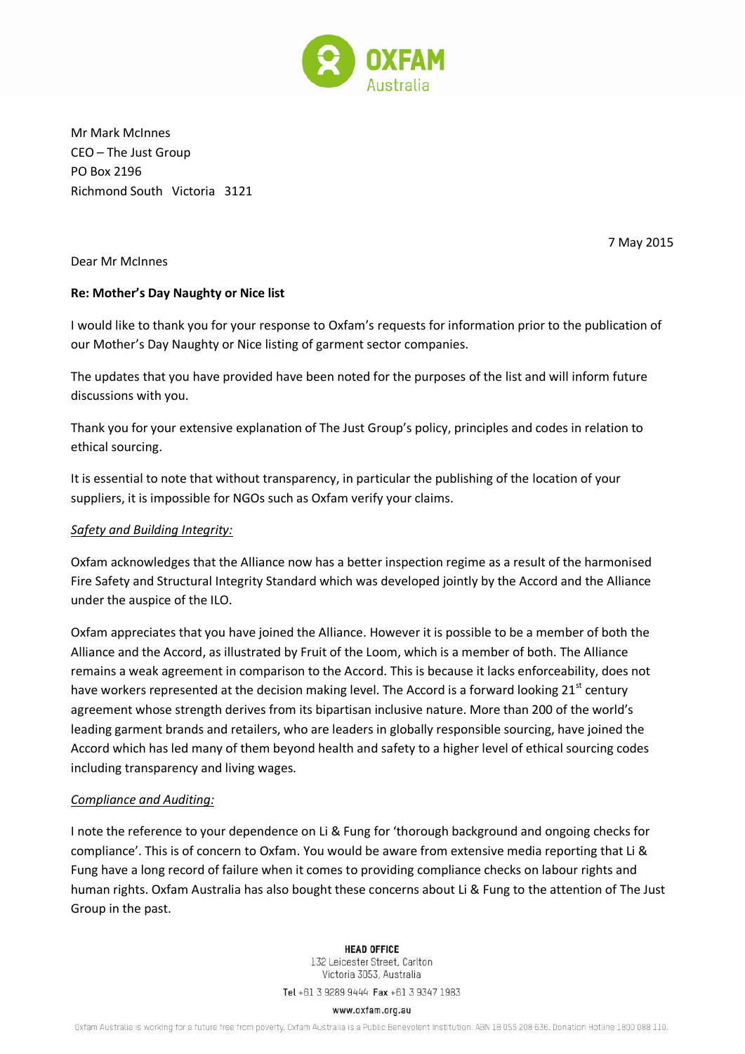Mr Mark McInnes
CEO – The Just Group
PO Box 2196
Richmond South Victoria 3121

7 May 2015

Dear Mr McInnes

**Re: Mother's Day Naughty or Nice list**

I would like to thank you for your response to Oxfam's requests for information prior to the publication of our Mother's Day Naughty or Nice listing of garment sector companies.

The updates that you have provided have been noted for the purposes of the list and will inform future discussions with you.

Thank you for your extensive explanation of The Just Group's policy, principles and codes in relation to ethical sourcing.

It is essential to note that without transparency, in particular the publishing of the location of your suppliers, it is impossible for NGOs such as Oxfam verify your claims.

*Safety and Building Integrity:*

Oxfam acknowledges that the Alliance now has a better inspection regime as a result of the harmonised Fire Safety and Structural Integrity Standard which was developed jointly by the Accord and the Alliance under the auspice of the ILO.

Oxfam appreciates that you have joined the Alliance. However it is possible to be a member of both the Alliance and the Accord, as illustrated by Fruit of the Loom, which is a member of both. The Alliance remains a weak agreement in comparison to the Accord. This is because it lacks enforceability, does not have workers represented at the decision making level. The Accord is a forward looking 21st century agreement whose strength derives from its bipartisan inclusive nature. More than 200 of the world's leading garment brands and retailers, who are leaders in globally responsible sourcing, have joined the Accord which has led many of them beyond health and safety to a higher level of ethical sourcing codes including transparency and living wages.

*Compliance and Auditing:*

I note the reference to your dependence on Li & Fung for 'thorough background and ongoing checks for compliance'. This is of concern to Oxfam. You would be aware from extensive media reporting that Li & Fung have a long record of failure when it comes to providing compliance checks on labour rights and human rights. Oxfam Australia has also bought these concerns about Li & Fung to the attention of The Just Group in the past.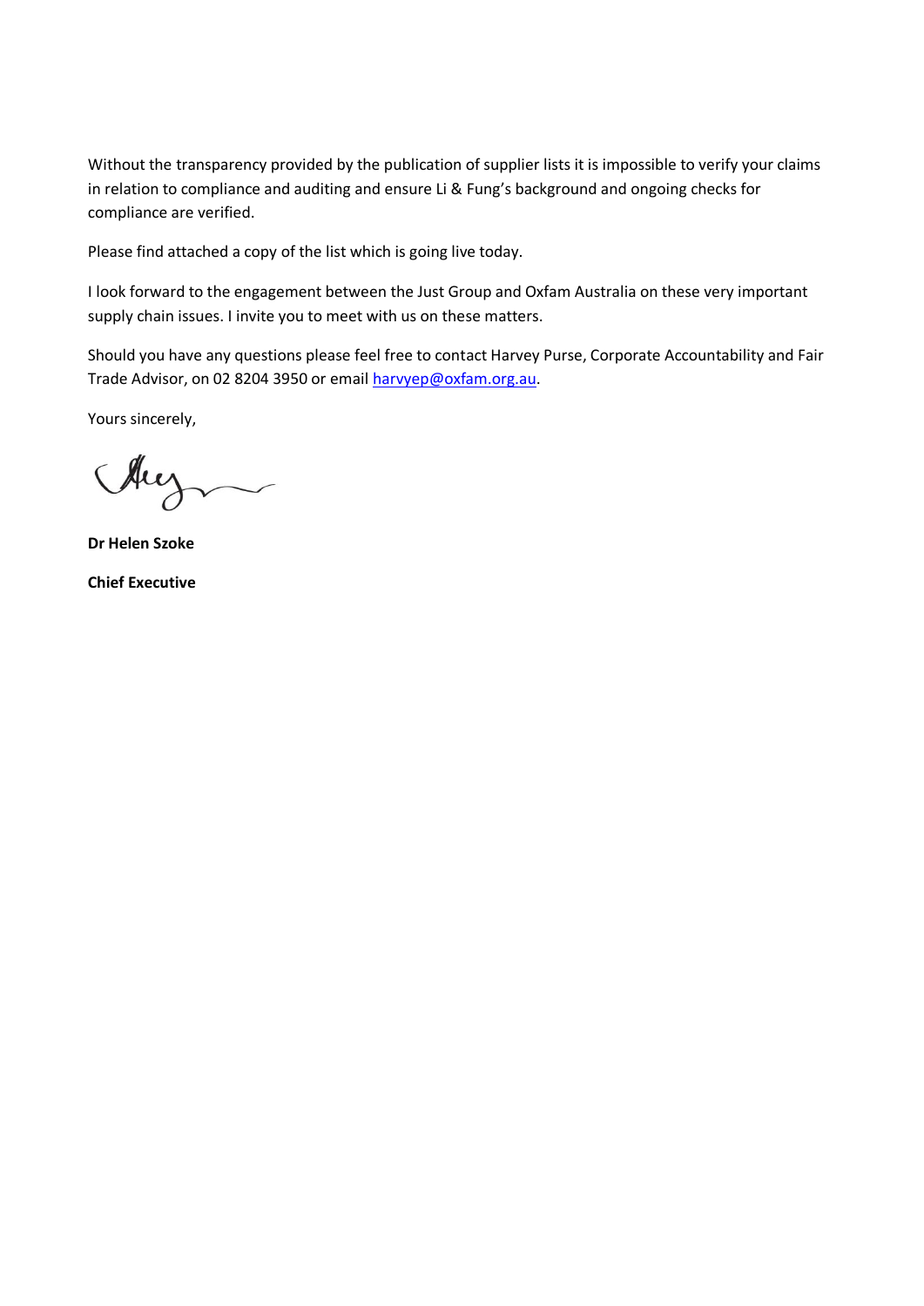Without the transparency provided by the publication of supplier lists it is impossible to verify your claims in relation to compliance and auditing and ensure Li & Fung's background and ongoing checks for compliance are verified.

Please find attached a copy of the list which is going live today.

I look forward to the engagement between the Just Group and Oxfam Australia on these very important supply chain issues. I invite you to meet with us on these matters.

Should you have any questions please feel free to contact Harvey Purse, Corporate Accountability and Fair Trade Advisor, on 02 8204 3950 or email harvyep@oxfam.org.au.

Yours sincerely,

**Dr Helen Szoke**

**Chief Executive**